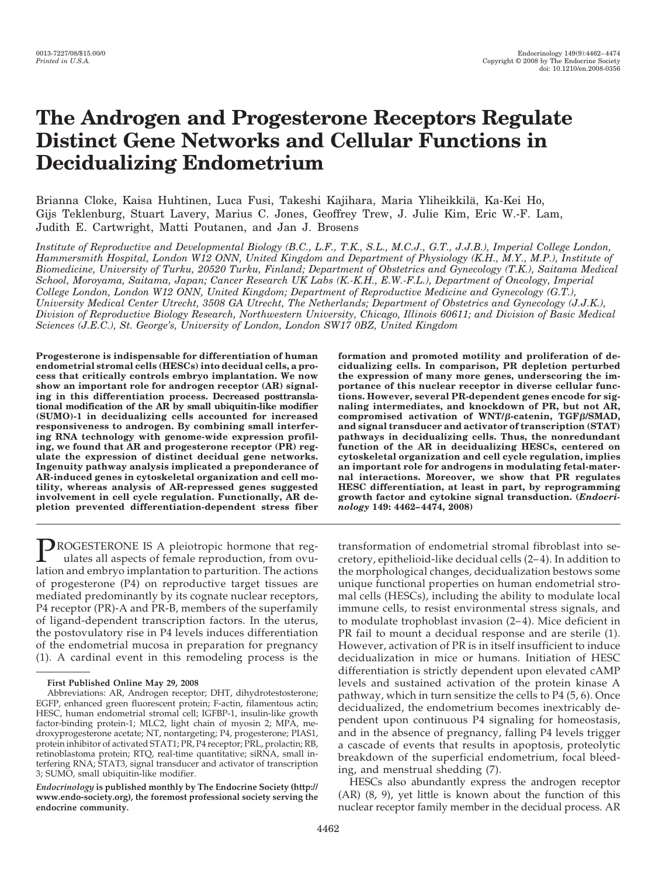# The Androgen and Progesterone Receptors Regulate Distinct Gene Networks and Cellular Functions in Decidualizing Endometrium

Brianna Cloke, Kaisa Huhtinen, Luca Fusi, Takeshi Kajihara, Maria Yliheikkilä, Ka-Kei Ho, Gijs Teklenburg, Stuart Lavery, Marius C. Jones, Geoffrey Trew, J. Julie Kim, Eric W.-F. Lam, Judith E. Cartwright, Matti Poutanen, and Jan J. Brosens

*Institute of Reproductive and Developmental Biology (B.C., L.F., T.K., S.L., M.C.J., G.T., J.J.B.), Imperial College London, Hammersmith Hospital, London W12 0NN, United Kingdom and Department of Physiology (K.H., M.Y., M.P.), Institute of Biomedicine, University of Turku, 20520 Turku, Finland; Department of Obstetrics and Gynecology (T.K.), Saitama Medical School, Moroyama, Saitama, Japan; Cancer Research UK Labs (K.-K.H., E.W.-F.L.), Department of Oncology, Imperial College London, London W12 0NN, United Kingdom; Department of Reproductive Medicine and Gynecology (G.T.), University Medical Center Utrecht, 3508 GA Utrecht, The Netherlands; Department of Obstetrics and Gynecology (J.J.K.), Division of Reproductive Biology Research, Northwestern University, Chicago, Illinois 60611; and Division of Basic Medical Sciences (J.E.C.), St. George's, University of London, London SW17 0BZ, United Kingdom*

**Progesterone is indispensable for differentiation of human endometrial stromal cells (HESCs) into decidual cells, a process that critically controls embryo implantation. We now show an important role for androgen receptor (AR) signaling in this differentiation process. Decreased posttranslational modification of the AR by small ubiquitin-like modifier (SUMO)-1 in decidualizing cells accounted for increased responsiveness to androgen. By combining small interfering RNA technology with genome-wide expression profiling, we found that AR and progesterone receptor (PR) regulate the expression of distinct decidual gene networks. Ingenuity pathway analysis implicated a preponderance of AR-induced genes in cytoskeletal organization and cell motility, whereas analysis of AR-repressed genes suggested involvement in cell cycle regulation. Functionally, AR depletion prevented differentiation-dependent stress fiber formation and promoted motility and proliferation of decidualizing cells. In comparison, PR depletion perturbed the expression of many more genes, underscoring the importance of this nuclear receptor in diverse cellular functions. However, several PR-dependent genes encode for signaling intermediates, and knockdown of PR, but not AR, compromised activation of WNT/β-catenin, TGFβ/SMAD, and signal transducer and activator of transcription (STAT) pathways in decidualizing cells. Thus, the nonredundant function of the AR in decidualizing HESCs, centered on cytoskeletal organization and cell cycle regulation, implies an important role for androgens in modulating fetal-maternal interactions. Moreover, we show that PR regulates HESC differentiation, at least in part, by reprogramming growth factor and cytokine signal transduction. (*Endocrinology* 149: 4462–4474, 2008)**

PROGESTERONE IS A pleiotropic hormone that regulates all aspects of female reproduction, from ovulation and embryo implantation to parturition. The actions of progesterone (P4) on reproductive target tissues are mediated predominantly by its cognate nuclear receptors, P4 receptor (PR)-A and PR-B, members of the superfamily of ligand-dependent transcription factors. In the uterus, the postovulatory rise in P4 levels induces differentiation of the endometrial mucosa in preparation for pregnancy (1). A cardinal event in this remodeling process is the transformation of endometrial stromal fibroblast into secretory, epithelioid-like decidual cells (2–4). In addition to the morphological changes, decidualization bestows some unique functional properties on human endometrial stromal cells (HESCs), including the ability to modulate local immune cells, to resist environmental stress signals, and to modulate trophoblast invasion (2–4). Mice deficient in PR fail to mount a decidual response and are sterile (1). However, activation of PR is in itself insufficient to induce decidualization in mice or humans. Initiation of HESC differentiation is strictly dependent upon elevated cAMP levels and sustained activation of the protein kinase A pathway, which in turn sensitize the cells to P4 (5, 6). Once decidualized, the endometrium becomes inextricably dependent upon continuous P4 signaling for homeostasis, and in the absence of pregnancy, falling P4 levels trigger a cascade of events that results in apoptosis, proteolytic breakdown of the superficial endometrium, focal bleeding, and menstrual shedding (7).

HESCs also abundantly express the androgen receptor (AR) (8, 9), yet little is known about the function of this nuclear receptor family member in the decidual process. AR

---

**First Published Online May 29, 2008**

Abbreviations: AR, Androgen receptor; DHT, dihydrotestosterone; EGFP, enhanced green fluorescent protein; F-actin, filamentous actin; HESC, human endometrial stromal cell; IGFBP-1, insulin-like growth factor-binding protein-1; MLC2, light chain of myosin 2; MPA, medroxyprogesterone acetate; NT, nontargeting; P4, progesterone; PIAS1, protein inhibitor of activated STAT1; PR, P4 receptor; PRL, prolactin; RB, retinoblastoma protein; RTQ, real-time quantitative; siRNA, small interfering RNA; STAT3, signal transducer and activator of transcription 3; SUMO, small ubiquitin-like modifier.

*Endocrinology* is published monthly by The Endocrine Society (http://www.endo-society.org), the foremost professional society serving the endocrine community.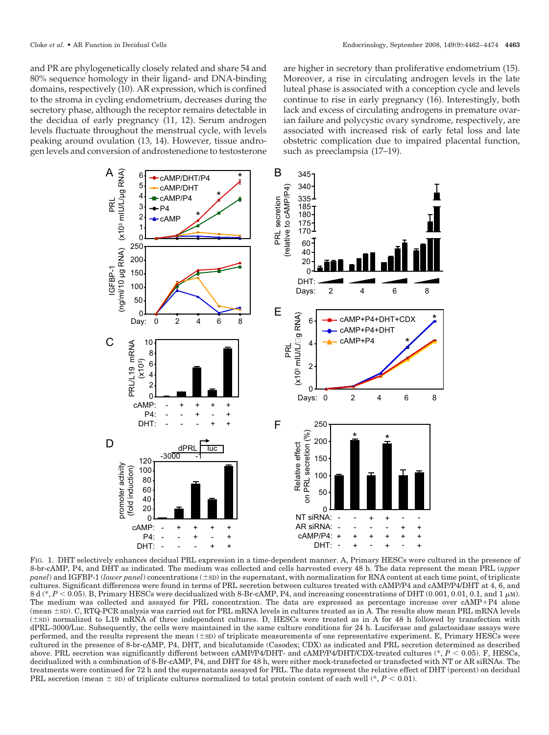and PR are phylogenetically closely related and share 54 and 80% sequence homology in their ligand- and DNA-binding domains, respectively (10). AR expression, which is confined to the stroma in cycling endometrium, decreases during the secretory phase, although the receptor remains detectable in the decidua of early pregnancy (11, 12). Serum androgen levels fluctuate throughout the menstrual cycle, with levels peaking around ovulation (13, 14). However, tissue androgen levels and conversion of androstenedione to testosterone are higher in secretory than proliferative endometrium (15). Moreover, a rise in circulating androgen levels in the late luteal phase is associated with a conception cycle and levels continue to rise in early pregnancy (16). Interestingly, both lack and excess of circulating androgens in premature ovarian failure and polycystic ovary syndrome, respectively, are associated with increased risk of early fetal loss and late obstetric complication due to impaired placental function, such as preeclampsia (17–19).

FIG. 1. DHT selectively enhances decidual PRL expression in a time-dependent manner. A, Primary HESCs were cultured in the presence of 8-br-cAMP, P4, and DHT as indicated. The medium was collected and cells harvested every 48 h. The data represent the mean PRL (*upper panel*) and IGFBP-1 (*lower panel*) concentrations ($\pm$SD) in the supernatant, with normalization for RNA content at each time point, of triplicate cultures. Significant differences were found in terms of PRL secretion between cultures treated with cAMP/P4 and cAMP/P4/DHT at 4, 6, and 8 d (*, $P < 0.05$). B, Primary HESCs were decidualized with 8-Br-cAMP, P4, and increasing concentrations of DHT (0.001, 0.01, 0.1, and 1 $\mu$M). The medium was collected and assayed for PRL concentration. The data are expressed as percentage increase over cAMP+P4 alone (mean $\pm$SD). C, RTQ-PCR analysis was carried out for PRL mRNA levels in cultures treated as in A. The results show mean PRL mRNA levels ($\pm$SD) normalized to L19 mRNA of three independent cultures. D, HESCs were treated as in A for 48 h followed by transfection with dPRL-3000/Luc. Subsequently, the cells were maintained in the same culture conditions for 24 h. Luciferase and galactosidase assays were performed, and the results represent the mean ($\pm$SD) of triplicate measurements of one representative experiment. E, Primary HESCs were cultured in the presence of 8-br-cAMP, P4, DHT, and bicalutamide (Casodex; CDX) as indicated and PRL secretion determined as described above. PRL secretion was significantly different between cAMP/P4/DHT- and cAMP/P4/DHT/CDX-treated cultures (*, $P < 0.05$). F, HESCs, decidualized with a combination of 8-Br-cAMP, P4, and DHT for 48 h, were either mock-transfected or transfected with NT or AR siRNAs. The treatments were continued for 72 h and the supernatants assayed for PRL. The data represent the relative effect of DHT (percent) on decidual PRL secretion (mean $\pm$ SD) of triplicate cultures normalized to total protein content of each well (*, $P < 0.01$).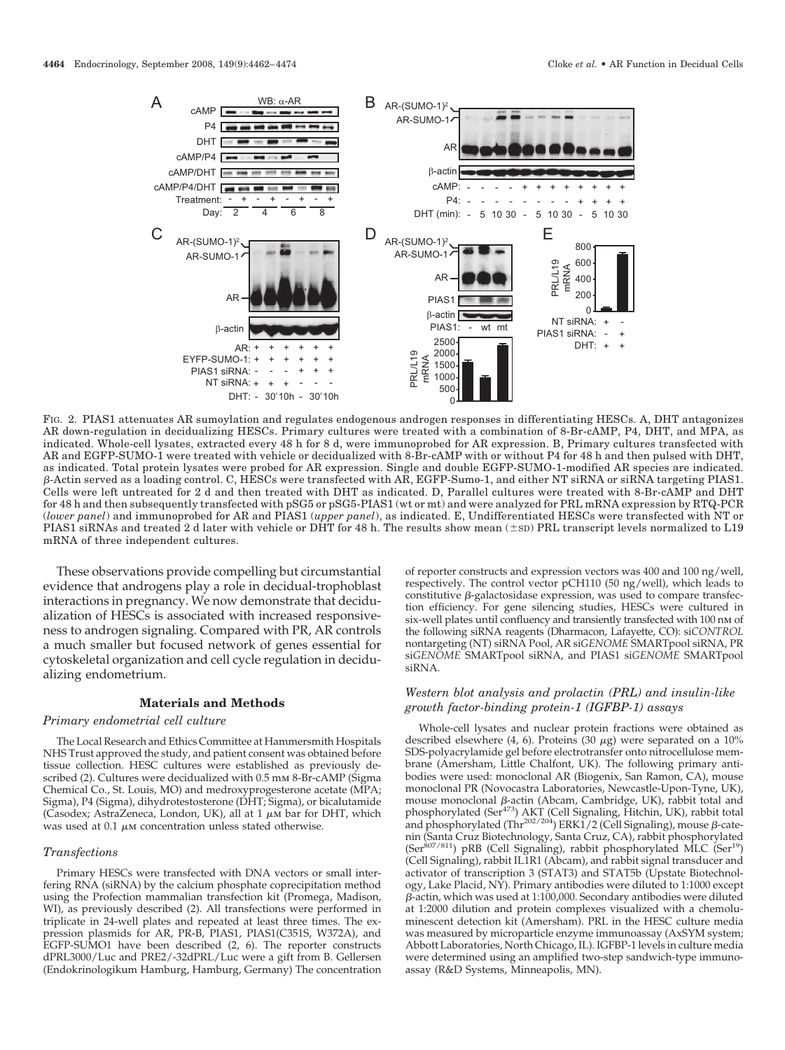FIG. 2. PIAS1 attenuates AR sumoylation and regulates endogenous androgen responses in differentiating HESCs. A, DHT antagonizes AR down-regulation in decidualizing HESCs. Primary cultures were treated with a combination of 8-Br-cAMP, P4, DHT, and MPA, as indicated. Whole-cell lysates, extracted every 48 h for 8 d, were immunoprobed for AR expression. B, Primary cultures transfected with AR and EGFP-SUMO-1 were treated with vehicle or decidualized with 8-Br-cAMP with or without P4 for 48 h and then pulsed with DHT, as indicated. Total protein lysates were probed for AR expression. Single and double EGFP-SUMO-1-modified AR species are indicated. β-Actin served as a loading control. C, HESCs were transfected with AR, EGFP-Sumo-1, and either NT siRNA or siRNA targeting PIAS1. Cells were left untreated for 2 d and then treated with DHT as indicated. D, Parallel cultures were treated with 8-Br-cAMP and DHT for 48 h and then subsequently transfected with pSG5 or pSG5-PIAS1 (wt or mt) and were analyzed for PRL mRNA expression by RTQ-PCR (*lower panel*) and immunoprobed for AR and PIAS1 (*upper panel*), as indicated. E, Undifferentiated HESCs were transfected with NT or PIAS1 siRNAs and treated 2 d later with vehicle or DHT for 48 h. The results show mean (±SD) PRL transcript levels normalized to L19 mRNA of three independent cultures.

These observations provide compelling but circumstantial evidence that androgens play a role in decidual-trophoblast interactions in pregnancy. We now demonstrate that decidualization of HESCs is associated with increased responsiveness to androgen signaling. Compared with PR, AR controls a much smaller but focused network of genes essential for cytoskeletal organization and cell cycle regulation in decidualizing endometrium.

## Materials and Methods

### *Primary endometrial cell culture*

The Local Research and Ethics Committee at Hammersmith Hospitals NHS Trust approved the study, and patient consent was obtained before tissue collection. HESC cultures were established as previously described (2). Cultures were decidualized with 0.5 mM 8-Br-cAMP (Sigma Chemical Co., St. Louis, MO) and medroxyprogesterone acetate (MPA; Sigma), P4 (Sigma), dihydrotestosterone (DHT; Sigma), or bicalutamide (Casodex; AstraZeneca, London, UK), all at 1 μM bar for DHT, which was used at 0.1 μM concentration unless stated otherwise.

### *Transfections*

Primary HESCs were transfected with DNA vectors or small interfering RNA (siRNA) by the calcium phosphate coprecipitation method using the Profection mammalian transfection kit (Promega, Madison, WI), as previously described (2). All transfections were performed in triplicate in 24-well plates and repeated at least three times. The expression plasmids for AR, PR-B, PIAS1, PIAS1(C351S, W372A), and EGFP-SUMO1 have been described (2, 6). The reporter constructs dPRL3000/Luc and PRE2/-32dPRL/Luc were a gift from B. Gellersen (Endokrinologikum Hamburg, Hamburg, Germany) The concentration of reporter constructs and expression vectors was 400 and 100 ng/well, respectively. The control vector pCH110 (50 ng/well), which leads to constitutive β-galactosidase expression, was used to compare transfection efficiency. For gene silencing studies, HESCs were cultured in six-well plates until confluency and transiently transfected with 100 nM of the following siRNA reagents (Dharmacon, Lafayette, CO): si*CONTROL* nontargeting (NT) siRNA Pool, AR si*GENOME* SMARTpool siRNA, PR si*GENOME* SMARTpool siRNA, and PIAS1 si*GENOME* SMARTpool siRNA.

### *Western blot analysis and prolactin (PRL) and insulin-like growth factor-binding protein-1 (IGFBP-1) assays*

Whole-cell lysates and nuclear protein fractions were obtained as described elsewhere (4, 6). Proteins (30 μg) were separated on a 10% SDS-polyacrylamide gel before electrotransfer onto nitrocellulose membrane (Amersham, Little Chalfont, UK). The following primary antibodies were used: monoclonal AR (Biogenix, San Ramon, CA), mouse monoclonal PR (Novocastra Laboratories, Newcastle-Upon-Tyne, UK), mouse monoclonal β-actin (Abcam, Cambridge, UK), rabbit total and phosphorylated ($Ser^{473}$) AKT (Cell Signaling, Hitchin, UK), rabbit total and phosphorylated ($Thr^{202/204}$) ERK1/2 (Cell Signaling), mouse β-catenin (Santa Cruz Biotechnology, Santa Cruz, CA), rabbit phosphorylated ($Ser^{807/811}$) pRB (Cell Signaling), rabbit phosphorylated MLC ($Ser^{19}$) (Cell Signaling), rabbit IL1R1 (Abcam), and rabbit signal transducer and activator of transcription 3 (STAT3) and STAT5b (Upstate Biotechnology, Lake Placid, NY). Primary antibodies were diluted to 1:1000 except β-actin, which was used at 1:100,000. Secondary antibodies were diluted at 1:2000 dilution and protein complexes visualized with a chemoluminescent detection kit (Amersham). PRL in the HESC culture media was measured by microparticle enzyme immunoassay (AxSYM system; Abbott Laboratories, North Chicago, IL). IGFBP-1 levels in culture media were determined using an amplified two-step sandwich-type immunoassay (R&D Systems, Minneapolis, MN).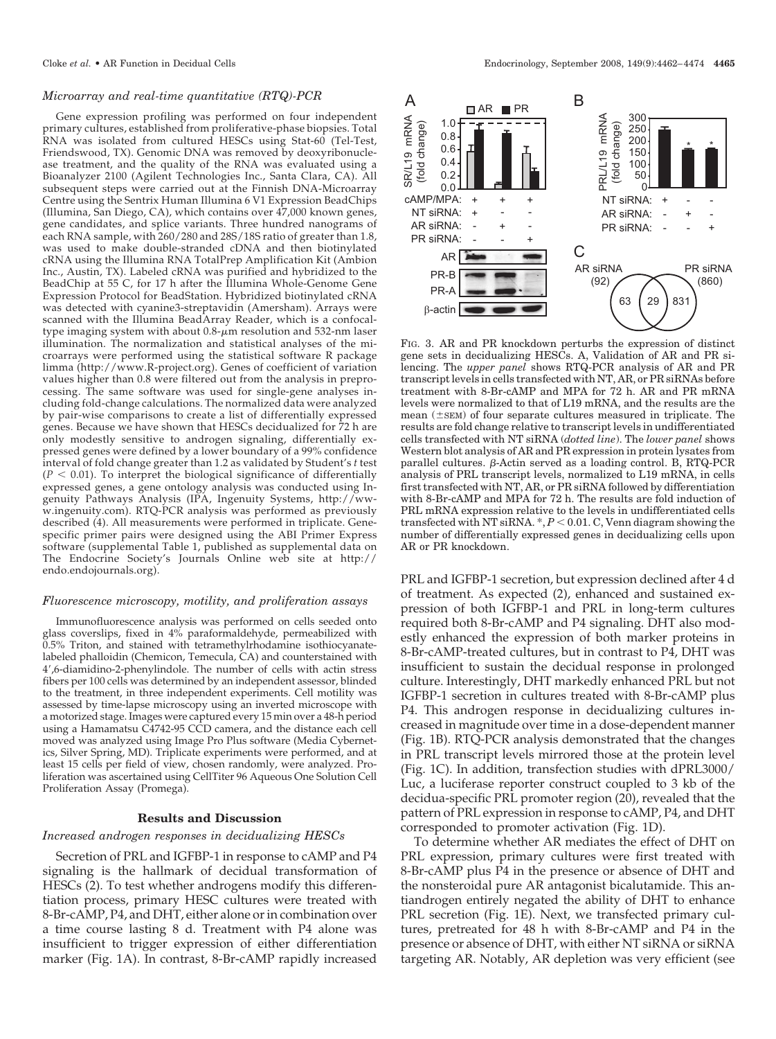### *Microarray and real-time quantitative (RTQ)-PCR*

Gene expression profiling was performed on four independent primary cultures, established from proliferative-phase biopsies. Total RNA was isolated from cultured HESCs using Stat-60 (Tel-Test, Friendswood, TX). Genomic DNA was removed by deoxyribonuclease treatment, and the quality of the RNA was evaluated using a Bioanalyzer 2100 (Agilent Technologies Inc., Santa Clara, CA). All subsequent steps were carried out at the Finnish DNA-Microarray Centre using the Sentrix Human Illumina 6 V1 Expression BeadChips (Illumina, San Diego, CA), which contains over 47,000 known genes, gene candidates, and splice variants. Three hundred nanograms of each RNA sample, with 260/280 and 28S/18S ratio of greater than 1.8, was used to make double-stranded cDNA and then biotinylated cRNA using the Illumina RNA TotalPrep Amplification Kit (Ambion Inc., Austin, TX). Labeled cRNA was purified and hybridized to the BeadChip at 55 C, for 17 h after the Illumina Whole-Genome Gene Expression Protocol for BeadStation. Hybridized biotinylated cRNA was detected with cyanine3-streptavidin (Amersham). Arrays were scanned with the Illumina BeadArray Reader, which is a confocal-type imaging system with about 0.8-$\mu$m resolution and 532-nm laser illumination. The normalization and statistical analyses of the microarrays were performed using the statistical software R package limma (http://www.R-project.org). Genes of coefficient of variation values higher than 0.8 were filtered out from the analysis in preprocessing. The same software was used for single-gene analyses including fold-change calculations. The normalized data were analyzed by pair-wise comparisons to create a list of differentially expressed genes. Because we have shown that HESCs decidualized for 72 h are only modestly sensitive to androgen signaling, differentially expressed genes were defined by a lower boundary of a 99% confidence interval of fold change greater than 1.2 as validated by Student's *t* test ($P < 0.01$). To interpret the biological significance of differentially expressed genes, a gene ontology analysis was conducted using Ingenuity Pathways Analysis (IPA, Ingenuity Systems, http://www.ingenuity.com). RTQ-PCR analysis was performed as previously described (4). All measurements were performed in triplicate. Gene-specific primer pairs were designed using the ABI Primer Express software (supplemental Table 1, published as supplemental data on The Endocrine Society's Journals Online web site at http://endo.endojournals.org).

### *Fluorescence microscopy, motility, and proliferation assays*

Immunofluorescence analysis was performed on cells seeded onto glass coverslips, fixed in 4% paraformaldehyde, permeabilized with 0.5% Triton, and stained with tetramethylrhodamine isothiocyanate-labeled phalloidin (Chemicon, Temecula, CA) and counterstained with 4′,6-diamidino-2-phenylindole. The number of cells with actin stress fibers per 100 cells was determined by an independent assessor, blinded to the treatment, in three independent experiments. Cell motility was assessed by time-lapse microscopy using an inverted microscope with a motorized stage. Images were captured every 15 min over a 48-h period using a Hamamatsu C4742-95 CCD camera, and the distance each cell moved was analyzed using Image Pro Plus software (Media Cybernetics, Silver Spring, MD). Triplicate experiments were performed, and at least 15 cells per field of view, chosen randomly, were analyzed. Proliferation was ascertained using CellTiter 96 Aqueous One Solution Cell Proliferation Assay (Promega).

## Results and Discussion

### *Increased androgen responses in decidualizing HESCs*

Secretion of PRL and IGFBP-1 in response to cAMP and P4 signaling is the hallmark of decidual transformation of HESCs (2). To test whether androgens modify this differentiation process, primary HESC cultures were treated with 8-Br-cAMP, P4, and DHT, either alone or in combination over a time course lasting 8 d. Treatment with P4 alone was insufficient to trigger expression of either differentiation marker (Fig. 1A). In contrast, 8-Br-cAMP rapidly increased PRL and IGFBP-1 secretion, but expression declined after 4 d of treatment. As expected (2), enhanced and sustained expression of both IGFBP-1 and PRL in long-term cultures required both 8-Br-cAMP and P4 signaling. DHT also modestly enhanced the expression of both marker proteins in 8-Br-cAMP-treated cultures, but in contrast to P4, DHT was insufficient to sustain the decidual response in prolonged culture. Interestingly, DHT markedly enhanced PRL but not IGFBP-1 secretion in cultures treated with 8-Br-cAMP plus P4. This androgen response in decidualizing cultures increased in magnitude over time in a dose-dependent manner (Fig. 1B). RTQ-PCR analysis demonstrated that the changes in PRL transcript levels mirrored those at the protein level (Fig. 1C). In addition, transfection studies with dPRL3000/Luc, a luciferase reporter construct coupled to 3 kb of the decidua-specific PRL promoter region (20), revealed that the pattern of PRL expression in response to cAMP, P4, and DHT corresponded to promoter activation (Fig. 1D).

To determine whether AR mediates the effect of DHT on PRL expression, primary cultures were first treated with 8-Br-cAMP plus P4 in the presence or absence of DHT and the nonsteroidal pure AR antagonist bicalutamide. This antiandrogen entirely negated the ability of DHT to enhance PRL secretion (Fig. 1E). Next, we transfected primary cultures, pretreated for 48 h with 8-Br-cAMP and P4 in the presence or absence of DHT, with either NT siRNA or siRNA targeting AR. Notably, AR depletion was very efficient (see

FIG. 3. AR and PR knockdown perturbs the expression of distinct gene sets in decidualizing HESCs. A, Validation of AR and PR silencing. The *upper panel* shows RTQ-PCR analysis of AR and PR transcript levels in cells transfected with NT, AR, or PR siRNAs before treatment with 8-Br-cAMP and MPA for 72 h. AR and PR mRNA levels were normalized to that of L19 mRNA, and the results are the mean (±SEM) of four separate cultures measured in triplicate. The results are fold change relative to transcript levels in undifferentiated cells transfected with NT siRNA (*dotted line*). The *lower panel* shows Western blot analysis of AR and PR expression in protein lysates from parallel cultures. β-Actin served as a loading control. B, RTQ-PCR analysis of PRL transcript levels, normalized to L19 mRNA, in cells first transfected with NT, AR, or PR siRNA followed by differentiation with 8-Br-cAMP and MPA for 72 h. The results are fold induction of PRL mRNA expression relative to the levels in undifferentiated cells transfected with NT siRNA. *, $P < 0.01$. C, Venn diagram showing the number of differentially expressed genes in decidualizing cells upon AR or PR knockdown.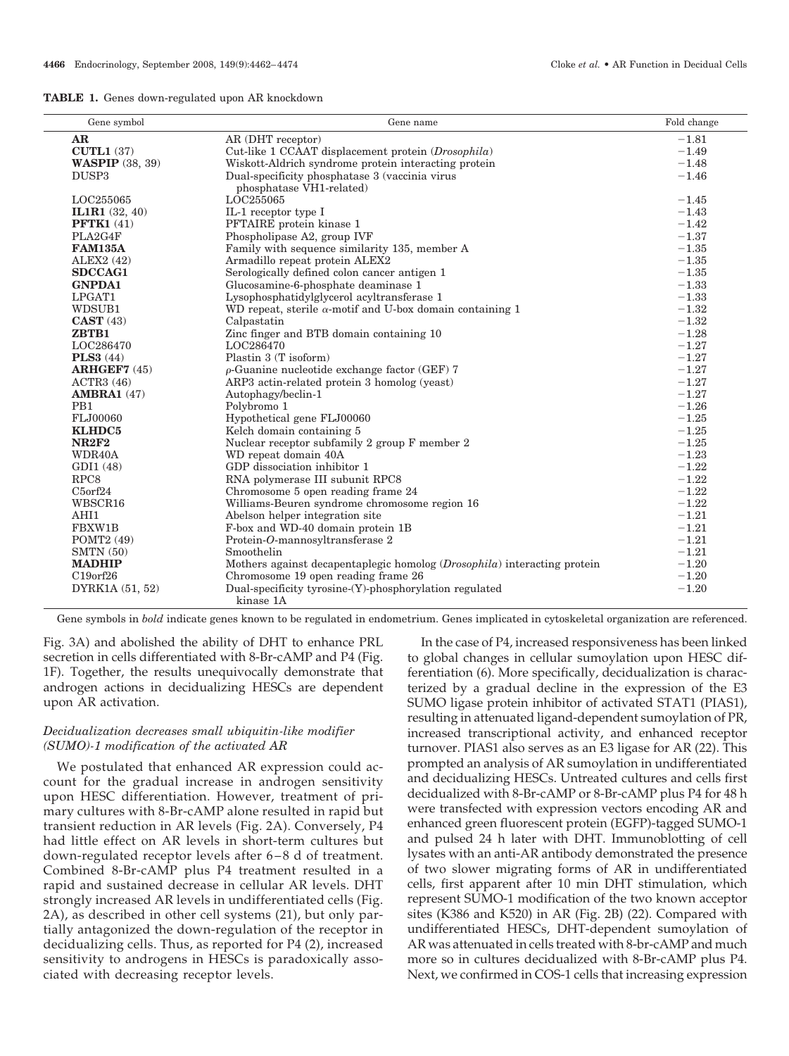**TABLE 1.** Genes down-regulated upon AR knockdown

| Gene symbol | Gene name | Fold change |
|---|---|---|
| **AR** | AR (DHT receptor) | −1.81 |
| **CUTL1** (37) | Cut-like 1 CCAAT displacement protein (*Drosophila*) | −1.49 |
| **WASPIP** (38, 39) | Wiskott-Aldrich syndrome protein interacting protein | −1.48 |
| DUSP3 | Dual-specificity phosphatase 3 (vaccinia virus phosphatase VH1-related) | −1.46 |
| LOC255065 | LOC255065 | −1.45 |
| **IL1R1** (32, 40) | IL-1 receptor type I | −1.43 |
| **PFTK1** (41) | PFTAIRE protein kinase 1 | −1.42 |
| PLA2G4F | Phospholipase A2, group IVF | −1.37 |
| **FAM135A** | Family with sequence similarity 135, member A | −1.35 |
| ALEX2 (42) | Armadillo repeat protein ALEX2 | −1.35 |
| **SDCCAG1** | Serologically defined colon cancer antigen 1 | −1.35 |
| **GNPDA1** | Glucosamine-6-phosphate deaminase 1 | −1.33 |
| LPGAT1 | Lysophosphatidylglycerol acyltransferase 1 | −1.33 |
| WDSUB1 | WD repeat, sterile α-motif and U-box domain containing 1 | −1.32 |
| **CAST** (43) | Calpastatin | −1.32 |
| **ZBTB1** | Zinc finger and BTB domain containing 10 | −1.28 |
| LOC286470 | LOC286470 | −1.27 |
| **PLS3** (44) | Plastin 3 (T isoform) | −1.27 |
| **ARHGEF7** (45) | ρ-Guanine nucleotide exchange factor (GEF) 7 | −1.27 |
| ACTR3 (46) | ARP3 actin-related protein 3 homolog (yeast) | −1.27 |
| **AMBRA1** (47) | Autophagy/beclin-1 | −1.27 |
| PB1 | Polybromo 1 | −1.26 |
| FLJ00060 | Hypothetical gene FLJ00060 | −1.25 |
| **KLHDC5** | Kelch domain containing 5 | −1.25 |
| **NR2F2** | Nuclear receptor subfamily 2 group F member 2 | −1.25 |
| WDR40A | WD repeat domain 40A | −1.23 |
| GDI1 (48) | GDP dissociation inhibitor 1 | −1.22 |
| RPC8 | RNA polymerase III subunit RPC8 | −1.22 |
| C5orf24 | Chromosome 5 open reading frame 24 | −1.22 |
| WBSCR16 | Williams-Beuren syndrome chromosome region 16 | −1.22 |
| AHI1 | Abelson helper integration site | −1.21 |
| FBXW1B | F-box and WD-40 domain protein 1B | −1.21 |
| POMT2 (49) | Protein-O-mannosyltransferase 2 | −1.21 |
| SMTN (50) | Smoothelin | −1.21 |
| **MADHIP** | Mothers against decapentaplegic homolog (*Drosophila*) interacting protein | −1.20 |
| C19orf26 | Chromosome 19 open reading frame 26 | −1.20 |
| DYRK1A (51, 52) | Dual-specificity tyrosine-(Y)-phosphorylation regulated kinase 1A | −1.20 |

Gene symbols in *bold* indicate genes known to be regulated in endometrium. Genes implicated in cytoskeletal organization are referenced.

Fig. 3A) and abolished the ability of DHT to enhance PRL secretion in cells differentiated with 8-Br-cAMP and P4 (Fig. 1F). Together, the results unequivocally demonstrate that androgen actions in decidualizing HESCs are dependent upon AR activation.

### *Decidualization decreases small ubiquitin-like modifier (SUMO)-1 modification of the activated AR*

We postulated that enhanced AR expression could account for the gradual increase in androgen sensitivity upon HESC differentiation. However, treatment of primary cultures with 8-Br-cAMP alone resulted in rapid but transient reduction in AR levels (Fig. 2A). Conversely, P4 had little effect on AR levels in short-term cultures but down-regulated receptor levels after 6–8 d of treatment. Combined 8-Br-cAMP plus P4 treatment resulted in a rapid and sustained decrease in cellular AR levels. DHT strongly increased AR levels in undifferentiated cells (Fig. 2A), as described in other cell systems (21), but only partially antagonized the down-regulation of the receptor in decidualizing cells. Thus, as reported for P4 (2), increased sensitivity to androgens in HESCs is paradoxically associated with decreasing receptor levels.

In the case of P4, increased responsiveness has been linked to global changes in cellular sumoylation upon HESC differentiation (6). More specifically, decidualization is characterized by a gradual decline in the expression of the E3 SUMO ligase protein inhibitor of activated STAT1 (PIAS1), resulting in attenuated ligand-dependent sumoylation of PR, increased transcriptional activity, and enhanced receptor turnover. PIAS1 also serves as an E3 ligase for AR (22). This prompted an analysis of AR sumoylation in undifferentiated and decidualizing HESCs. Untreated cultures and cells first decidualized with 8-Br-cAMP or 8-Br-cAMP plus P4 for 48 h were transfected with expression vectors encoding AR and enhanced green fluorescent protein (EGFP)-tagged SUMO-1 and pulsed 24 h later with DHT. Immunoblotting of cell lysates with an anti-AR antibody demonstrated the presence of two slower migrating forms of AR in undifferentiated cells, first apparent after 10 min DHT stimulation, which represent SUMO-1 modification of the two known acceptor sites (K386 and K520) in AR (Fig. 2B) (22). Compared with undifferentiated HESCs, DHT-dependent sumoylation of AR was attenuated in cells treated with 8-br-cAMP and much more so in cultures decidualized with 8-Br-cAMP plus P4. Next, we confirmed in COS-1 cells that increasing expression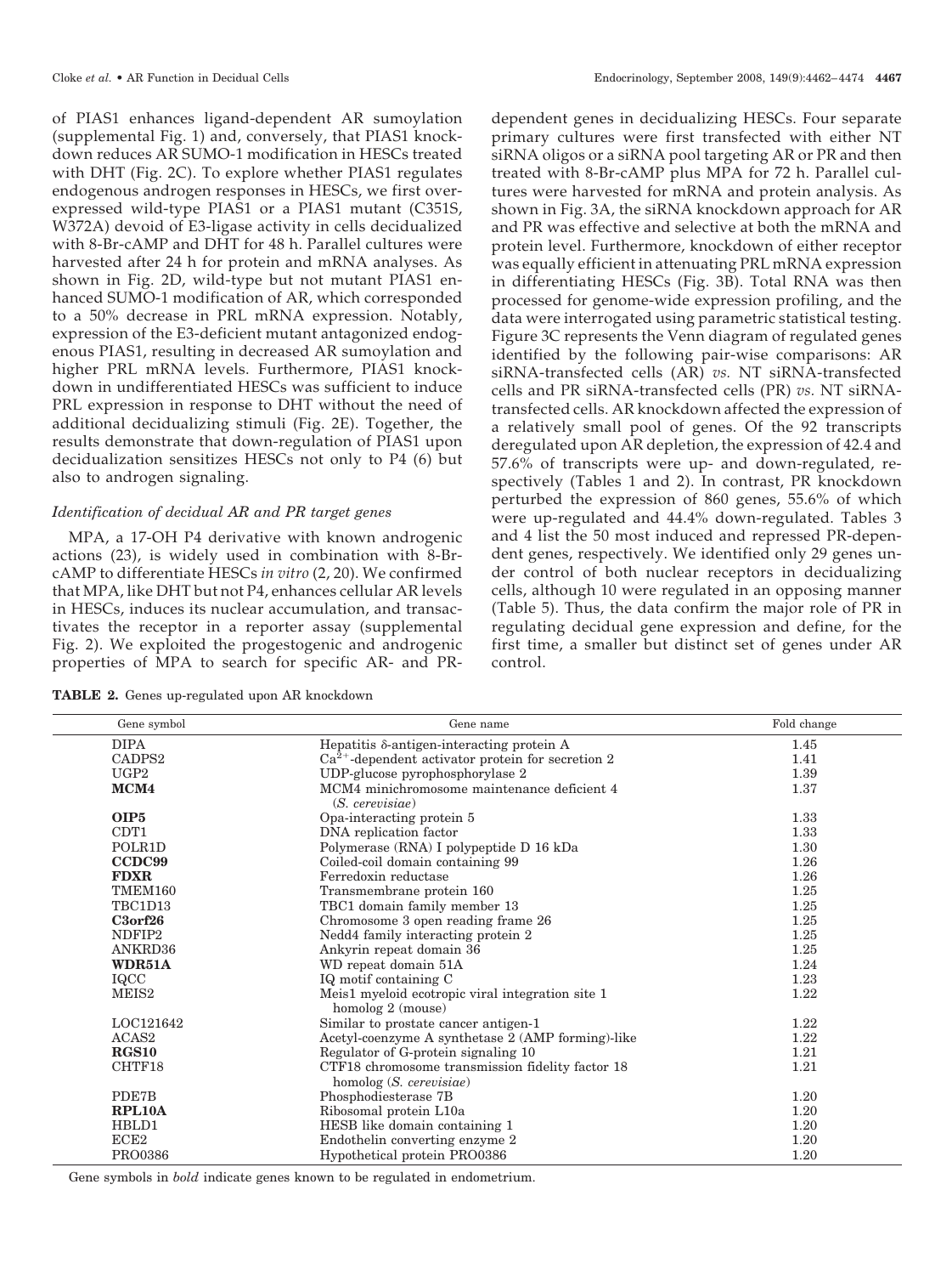of PIAS1 enhances ligand-dependent AR sumoylation (supplemental Fig. 1) and, conversely, that PIAS1 knockdown reduces AR SUMO-1 modification in HESCs treated with DHT (Fig. 2C). To explore whether PIAS1 regulates endogenous androgen responses in HESCs, we first overexpressed wild-type PIAS1 or a PIAS1 mutant (C351S, W372A) devoid of E3-ligase activity in cells decidualized with 8-Br-cAMP and DHT for 48 h. Parallel cultures were harvested after 24 h for protein and mRNA analyses. As shown in Fig. 2D, wild-type but not mutant PIAS1 enhanced SUMO-1 modification of AR, which corresponded to a 50% decrease in PRL mRNA expression. Notably, expression of the E3-deficient mutant antagonized endogenous PIAS1, resulting in decreased AR sumoylation and higher PRL mRNA levels. Furthermore, PIAS1 knockdown in undifferentiated HESCs was sufficient to induce PRL expression in response to DHT without the need of additional decidualizing stimuli (Fig. 2E). Together, the results demonstrate that down-regulation of PIAS1 upon decidualization sensitizes HESCs not only to P4 (6) but also to androgen signaling.

### *Identification of decidual AR and PR target genes*

MPA, a 17-OH P4 derivative with known androgenic actions (23), is widely used in combination with 8-Br-cAMP to differentiate HESCs *in vitro* (2, 20). We confirmed that MPA, like DHT but not P4, enhances cellular AR levels in HESCs, induces its nuclear accumulation, and transactivates the receptor in a reporter assay (supplemental Fig. 2). We exploited the progestogenic and androgenic properties of MPA to search for specific AR- and PR-dependent genes in decidualizing HESCs. Four separate primary cultures were first transfected with either NT siRNA oligos or a siRNA pool targeting AR or PR and then treated with 8-Br-cAMP plus MPA for 72 h. Parallel cultures were harvested for mRNA and protein analysis. As shown in Fig. 3A, the siRNA knockdown approach for AR and PR was effective and selective at both the mRNA and protein level. Furthermore, knockdown of either receptor was equally efficient in attenuating PRL mRNA expression in differentiating HESCs (Fig. 3B). Total RNA was then processed for genome-wide expression profiling, and the data were interrogated using parametric statistical testing. Figure 3C represents the Venn diagram of regulated genes identified by the following pair-wise comparisons: AR siRNA-transfected cells (AR) *vs.* NT siRNA-transfected cells and PR siRNA-transfected cells (PR) *vs.* NT siRNA-transfected cells. AR knockdown affected the expression of a relatively small pool of genes. Of the 92 transcripts deregulated upon AR depletion, the expression of 42.4 and 57.6% of transcripts were up- and down-regulated, respectively (Tables 1 and 2). In contrast, PR knockdown perturbed the expression of 860 genes, 55.6% of which were up-regulated and 44.4% down-regulated. Tables 3 and 4 list the 50 most induced and repressed PR-dependent genes, respectively. We identified only 29 genes under control of both nuclear receptors in decidualizing cells, although 10 were regulated in an opposing manner (Table 5). Thus, the data confirm the major role of PR in regulating decidual gene expression and define, for the first time, a smaller but distinct set of genes under AR control.

**TABLE 2.** Genes up-regulated upon AR knockdown

| Gene symbol | Gene name | Fold change |
|---|---|---|
| DIPA | Hepatitis δ-antigen-interacting protein A | 1.45 |
| CADPS2 | $Ca^{2+}$-dependent activator protein for secretion 2 | 1.41 |
| UGP2 | UDP-glucose pyrophosphorylase 2 | 1.39 |
| **MCM4** | MCM4 minichromosome maintenance deficient 4 (*S. cerevisiae*) | 1.37 |
| **OIP5** | Opa-interacting protein 5 | 1.33 |
| CDT1 | DNA replication factor | 1.33 |
| POLR1D | Polymerase (RNA) I polypeptide D 16 kDa | 1.30 |
| **CCDC99** | Coiled-coil domain containing 99 | 1.26 |
| **FDXR** | Ferredoxin reductase | 1.26 |
| TMEM160 | Transmembrane protein 160 | 1.25 |
| TBC1D13 | TBC1 domain family member 13 | 1.25 |
| **C3orf26** | Chromosome 3 open reading frame 26 | 1.25 |
| NDFIP2 | Nedd4 family interacting protein 2 | 1.25 |
| ANKRD36 | Ankyrin repeat domain 36 | 1.25 |
| **WDR51A** | WD repeat domain 51A | 1.24 |
| IQCC | IQ motif containing C | 1.23 |
| MEIS2 | Meis1 myeloid ecotropic viral integration site 1 homolog 2 (mouse) | 1.22 |
| LOC121642 | Similar to prostate cancer antigen-1 | 1.22 |
| ACAS2 | Acetyl-coenzyme A synthetase 2 (AMP forming)-like | 1.22 |
| **RGS10** | Regulator of G-protein signaling 10 | 1.21 |
| CHTF18 | CTF18 chromosome transmission fidelity factor 18 homolog (*S. cerevisiae*) | 1.21 |
| PDE7B | Phosphodiesterase 7B | 1.20 |
| **RPL10A** | Ribosomal protein L10a | 1.20 |
| HBLD1 | HESB like domain containing 1 | 1.20 |
| ECE2 | Endothelin converting enzyme 2 | 1.20 |
| PRO0386 | Hypothetical protein PRO0386 | 1.20 |

Gene symbols in *bold* indicate genes known to be regulated in endometrium.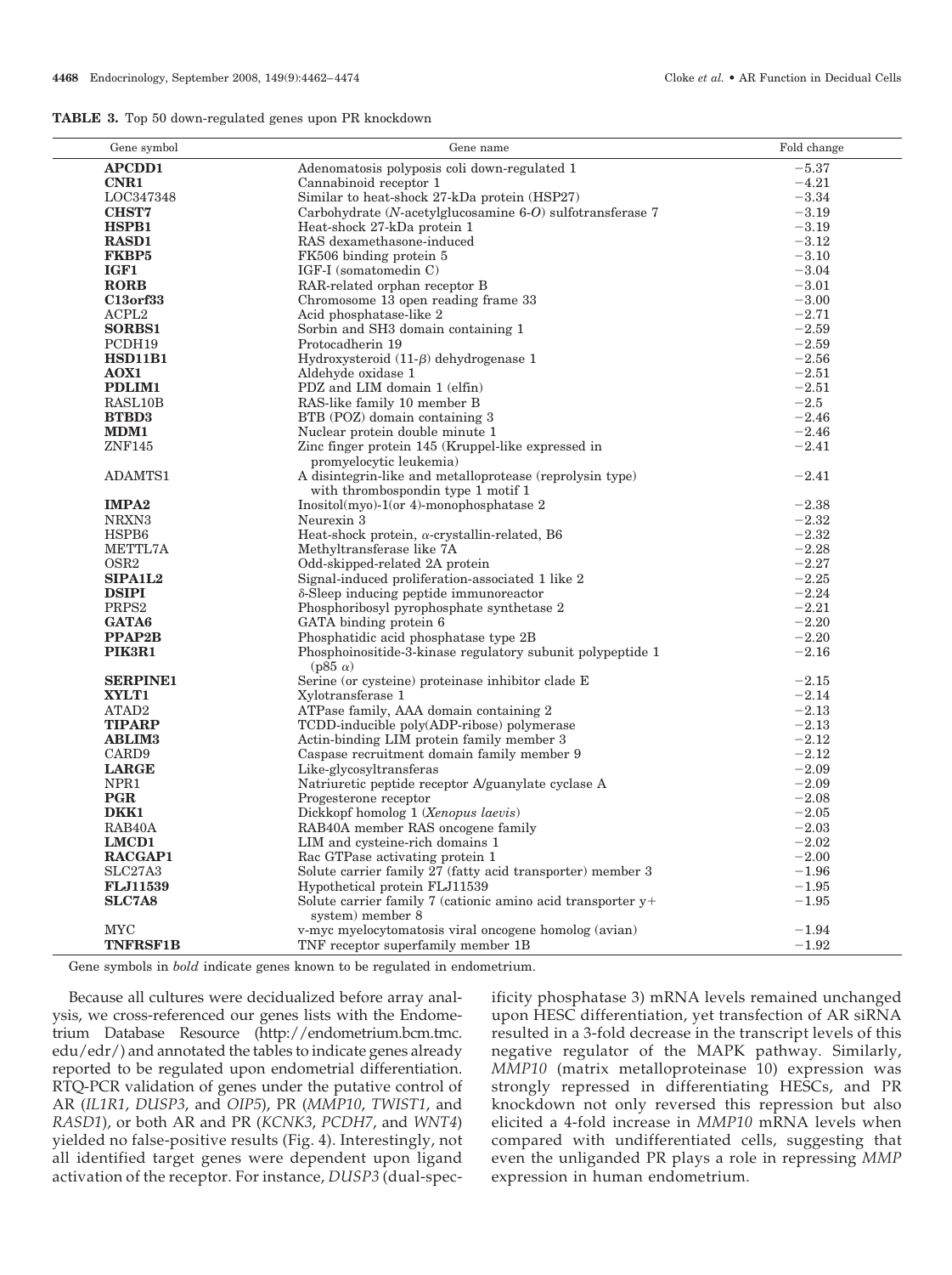**TABLE 3.** Top 50 down-regulated genes upon PR knockdown

| Gene symbol | Gene name | Fold change |
|---|---|---|
| **APCDD1** | Adenomatosis polyposis coli down-regulated 1 | −5.37 |
| **CNR1** | Cannabinoid receptor 1 | −4.21 |
| LOC347348 | Similar to heat-shock 27-kDa protein (HSP27) | −3.34 |
| **CHST7** | Carbohydrate (*N*-acetylglucosamine 6-*O*) sulfotransferase 7 | −3.19 |
| **HSPB1** | Heat-shock 27-kDa protein 1 | −3.19 |
| **RASD1** | RAS dexamethasone-induced | −3.12 |
| **FKBP5** | FK506 binding protein 5 | −3.10 |
| **IGF1** | IGF-I (somatomedin C) | −3.04 |
| **RORB** | RAR-related orphan receptor B | −3.01 |
| **C13orf33** | Chromosome 13 open reading frame 33 | −3.00 |
| ACPL2 | Acid phosphatase-like 2 | −2.71 |
| **SORBS1** | Sorbin and SH3 domain containing 1 | −2.59 |
| PCDH19 | Protocadherin 19 | −2.59 |
| **HSD11B1** | Hydroxysteroid (11-β) dehydrogenase 1 | −2.56 |
| **AOX1** | Aldehyde oxidase 1 | −2.51 |
| **PDLIM1** | PDZ and LIM domain 1 (elfin) | −2.51 |
| RASL10B | RAS-like family 10 member B | −2.5 |
| **BTBD3** | BTB (POZ) domain containing 3 | −2.46 |
| **MDM1** | Nuclear protein double minute 1 | −2.46 |
| ZNF145 | Zinc finger protein 145 (Kruppel-like expressed in promyelocytic leukemia) | −2.41 |
| ADAMTS1 | A disintegrin-like and metalloprotease (reprolysin type) with thrombospondin type 1 motif 1 | −2.41 |
| **IMPA2** | Inositol(myo)-1(or 4)-monophosphatase 2 | −2.38 |
| NRXN3 | Neurexin 3 | −2.32 |
| HSPB6 | Heat-shock protein, α-crystallin-related, B6 | −2.32 |
| METTL7A | Methyltransferase like 7A | −2.28 |
| OSR2 | Odd-skipped-related 2A protein | −2.27 |
| **SIPA1L2** | Signal-induced proliferation-associated 1 like 2 | −2.25 |
| **DSIPI** | δ-Sleep inducing peptide immunoreactor | −2.24 |
| PRPS2 | Phosphoribosyl pyrophosphate synthetase 2 | −2.21 |
| **GATA6** | GATA binding protein 6 | −2.20 |
| **PPAP2B** | Phosphatidic acid phosphatase type 2B | −2.20 |
| **PIK3R1** | Phosphoinositide-3-kinase regulatory subunit polypeptide 1 (p85 α) | −2.16 |
| **SERPINE1** | Serine (or cysteine) proteinase inhibitor clade E | −2.15 |
| **XYLT1** | Xylotransferase 1 | −2.14 |
| ATAD2 | ATPase family, AAA domain containing 2 | −2.13 |
| **TIPARP** | TCDD-inducible poly(ADP-ribose) polymerase | −2.13 |
| **ABLIM3** | Actin-binding LIM protein family member 3 | −2.12 |
| CARD9 | Caspase recruitment domain family member 9 | −2.12 |
| **LARGE** | Like-glycosyltransferas | −2.09 |
| NPR1 | Natriuretic peptide receptor A/guanylate cyclase A | −2.09 |
| **PGR** | Progesterone receptor | −2.08 |
| **DKK1** | Dickkopf homolog 1 (*Xenopus laevis*) | −2.05 |
| RAB40A | RAB40A member RAS oncogene family | −2.03 |
| **LMCD1** | LIM and cysteine-rich domains 1 | −2.02 |
| **RACGAP1** | Rac GTPase activating protein 1 | −2.00 |
| SLC27A3 | Solute carrier family 27 (fatty acid transporter) member 3 | −1.96 |
| **FLJ11539** | Hypothetical protein FLJ11539 | −1.95 |
| **SLC7A8** | Solute carrier family 7 (cationic amino acid transporter y+ system) member 8 | −1.95 |
| MYC | v-myc myelocytomatosis viral oncogene homolog (avian) | −1.94 |
| **TNFRSF1B** | TNF receptor superfamily member 1B | −1.92 |

Gene symbols in *bold* indicate genes known to be regulated in endometrium.

Because all cultures were decidualized before array analysis, we cross-referenced our genes lists with the Endometrium Database Resource (http://endometrium.bcm.tmc.edu/edr/) and annotated the tables to indicate genes already reported to be regulated upon endometrial differentiation. RTQ-PCR validation of genes under the putative control of AR (*IL1R1*, *DUSP3*, and *OIP5*), PR (*MMP10*, *TWIST1*, and *RASD1*), or both AR and PR (*KCNK3*, *PCDH7*, and *WNT4*) yielded no false-positive results (Fig. 4). Interestingly, not all identified target genes were dependent upon ligand activation of the receptor. For instance, *DUSP3* (dual-specificity phosphatase 3) mRNA levels remained unchanged upon HESC differentiation, yet transfection of AR siRNA resulted in a 3-fold decrease in the transcript levels of this negative regulator of the MAPK pathway. Similarly, *MMP10* (matrix metalloproteinase 10) expression was strongly repressed in differentiating HESCs, and PR knockdown not only reversed this repression but also elicited a 4-fold increase in *MMP10* mRNA levels when compared with undifferentiated cells, suggesting that even the unliganded PR plays a role in repressing *MMP* expression in human endometrium.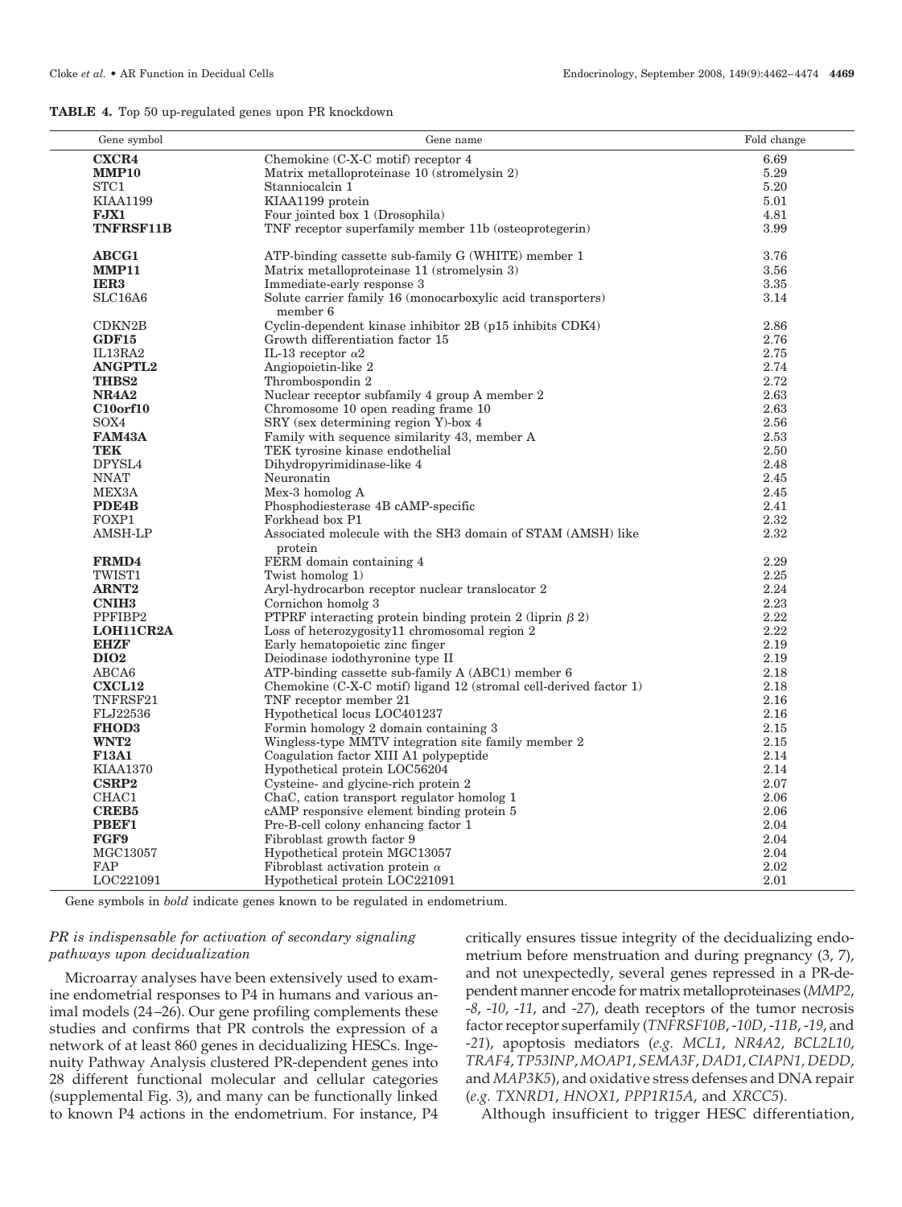**TABLE 4.** Top 50 up-regulated genes upon PR knockdown

| Gene symbol | Gene name | Fold change |
|---|---|---|
| **CXCR4** | Chemokine (C-X-C motif) receptor 4 | 6.69 |
| **MMP10** | Matrix metalloproteinase 10 (stromelysin 2) | 5.29 |
| STC1 | Stanniocalcin 1 | 5.20 |
| KIAA1199 | KIAA1199 protein | 5.01 |
| **FJX1** | Four jointed box 1 (Drosophila) | 4.81 |
| **TNFRSF11B** | TNF receptor superfamily member 11b (osteoprotegerin) | 3.99 |
| **ABCG1** | ATP-binding cassette sub-family G (WHITE) member 1 | 3.76 |
| **MMP11** | Matrix metalloproteinase 11 (stromelysin 3) | 3.56 |
| **IER3** | Immediate-early response 3 | 3.35 |
| SLC16A6 | Solute carrier family 16 (monocarboxylic acid transporters) member 6 | 3.14 |
| CDKN2B | Cyclin-dependent kinase inhibitor 2B (p15 inhibits CDK4) | 2.86 |
| **GDF15** | Growth differentiation factor 15 | 2.76 |
| IL13RA2 | IL-13 receptor $\alpha 2$ | 2.75 |
| **ANGPTL2** | Angiopoietin-like 2 | 2.74 |
| **THBS2** | Thrombospondin 2 | 2.72 |
| **NR4A2** | Nuclear receptor subfamily 4 group A member 2 | 2.63 |
| **C10orf10** | Chromosome 10 open reading frame 10 | 2.63 |
| SOX4 | SRY (sex determining region Y)-box 4 | 2.56 |
| **FAM43A** | Family with sequence similarity 43, member A | 2.53 |
| **TEK** | TEK tyrosine kinase endothelial | 2.50 |
| DPYSL4 | Dihydropyrimidinase-like 4 | 2.48 |
| NNAT | Neuronatin | 2.45 |
| MEX3A | Mex-3 homolog A | 2.45 |
| **PDE4B** | Phosphodiesterase 4B cAMP-specific | 2.41 |
| FOXP1 | Forkhead box P1 | 2.32 |
| AMSH-LP | Associated molecule with the SH3 domain of STAM (AMSH) like protein | 2.32 |
| **FRMD4** | FERM domain containing 4 | 2.29 |
| TWIST1 | Twist homolog 1) | 2.25 |
| **ARNT2** | Aryl-hydrocarbon receptor nuclear translocator 2 | 2.24 |
| **CNIH3** | Cornichon homolg 3 | 2.23 |
| PPFIBP2 | PTPRF interacting protein binding protein 2 (liprin $\beta$ 2) | 2.22 |
| **LOH11CR2A** | Loss of heterozygosity11 chromosomal region 2 | 2.22 |
| **EHZF** | Early hematopoietic zinc finger | 2.19 |
| **DIO2** | Deiodinase iodothyronine type II | 2.19 |
| ABCA6 | ATP-binding cassette sub-family A (ABC1) member 6 | 2.18 |
| **CXCL12** | Chemokine (C-X-C motif) ligand 12 (stromal cell-derived factor 1) | 2.18 |
| TNFRSF21 | TNF receptor member 21 | 2.16 |
| FLJ22536 | Hypothetical locus LOC401237 | 2.16 |
| **FHOD3** | Formin homology 2 domain containing 3 | 2.15 |
| **WNT2** | Wingless-type MMTV integration site family member 2 | 2.15 |
| **F13A1** | Coagulation factor XIII A1 polypeptide | 2.14 |
| KIAA1370 | Hypothetical protein LOC56204 | 2.14 |
| **CSRP2** | Cysteine- and glycine-rich protein 2 | 2.07 |
| CHAC1 | ChaC, cation transport regulator homolog 1 | 2.06 |
| **CREB5** | cAMP responsive element binding protein 5 | 2.06 |
| **PBEF1** | Pre-B-cell colony enhancing factor 1 | 2.04 |
| **FGF9** | Fibroblast growth factor 9 | 2.04 |
| MGC13057 | Hypothetical protein MGC13057 | 2.04 |
| FAP | Fibroblast activation protein $\alpha$ | 2.02 |
| LOC221091 | Hypothetical protein LOC221091 | 2.01 |

Gene symbols in *bold* indicate genes known to be regulated in endometrium.

*PR is indispensable for activation of secondary signaling pathways upon decidualization*

Microarray analyses have been extensively used to examine endometrial responses to P4 in humans and various animal models (24–26). Our gene profiling complements these studies and confirms that PR controls the expression of a network of at least 860 genes in decidualizing HESCs. Ingenuity Pathway Analysis clustered PR-dependent genes into 28 different functional molecular and cellular categories (supplemental Fig. 3), and many can be functionally linked to known P4 actions in the endometrium. For instance, P4 critically ensures tissue integrity of the decidualizing endometrium before menstruation and during pregnancy (3, 7), and not unexpectedly, several genes repressed in a PR-dependent manner encode for matrix metalloproteinases (*MMP2*, *-8*, *-10*, *-11*, and *-27*), death receptors of the tumor necrosis factor receptor superfamily (*TNFRSF10B*, *-10D*, *-11B*, *-19*, and *-21*), apoptosis mediators (*e.g. MCL1*, *NR4A2*, *BCL2L10*, *TRAF4*, *TP53INP*, *MOAP1*, *SEMA3F*, *DAD1*, *CIAPN1*, *DEDD*, and *MAP3K5*), and oxidative stress defenses and DNA repair (*e.g. TXNRD1*, *HNOX1*, *PPP1R15A*, and *XRCC5*).

Although insufficient to trigger HESC differentiation,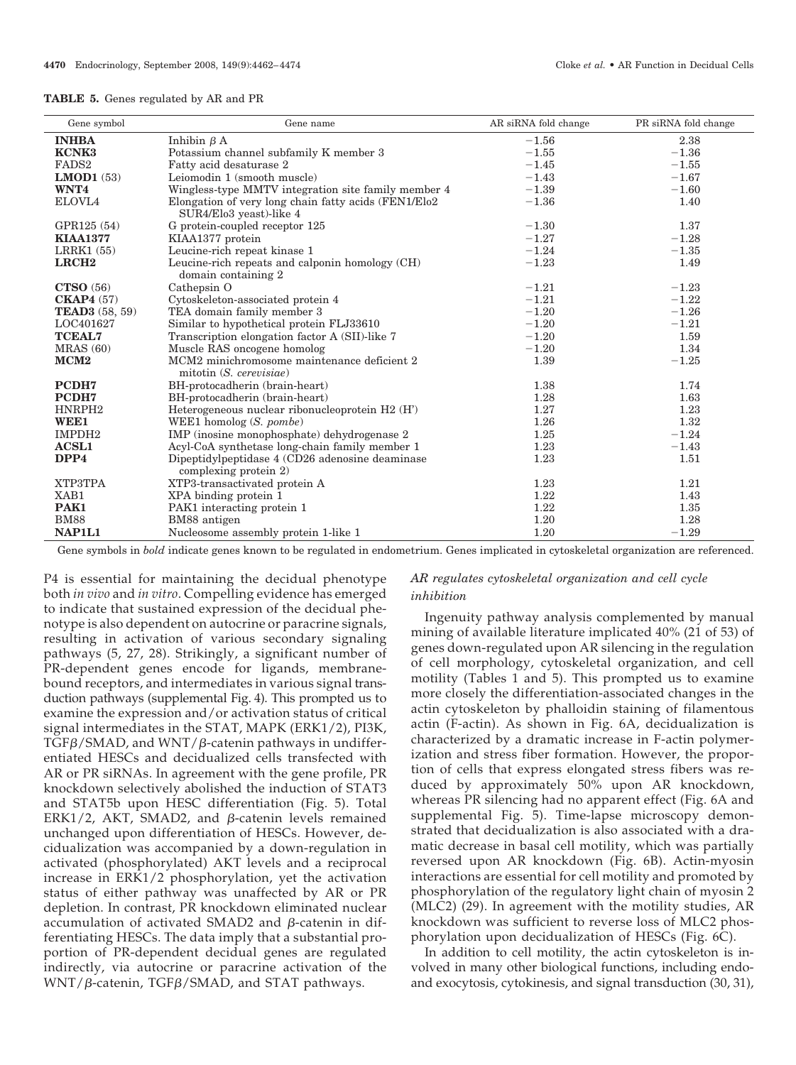**TABLE 5.** Genes regulated by AR and PR

| Gene symbol | Gene name | AR siRNA fold change | PR siRNA fold change |
|---|---|---|---|
| **INHBA** | Inhibin β A | −1.56 | 2.38 |
| **KCNK3** | Potassium channel subfamily K member 3 | −1.55 | −1.36 |
| FADS2 | Fatty acid desaturase 2 | −1.45 | −1.55 |
| **LMOD1** (53) | Leiomodin 1 (smooth muscle) | −1.43 | −1.67 |
| **WNT4** | Wingless-type MMTV integration site family member 4 | −1.39 | −1.60 |
| ELOVL4 | Elongation of very long chain fatty acids (FEN1/Elo2 SUR4/Elo3 yeast)-like 4 | −1.36 | 1.40 |
| GPR125 (54) | G protein-coupled receptor 125 | −1.30 | 1.37 |
| **KIAA1377** | KIAA1377 protein | −1.27 | −1.28 |
| LRRK1 (55) | Leucine-rich repeat kinase 1 | −1.24 | −1.35 |
| **LRCH2** | Leucine-rich repeats and calponin homology (CH) domain containing 2 | −1.23 | 1.49 |
| **CTSO** (56) | Cathepsin O | −1.21 | −1.23 |
| **CKAP4** (57) | Cytoskeleton-associated protein 4 | −1.21 | −1.22 |
| **TEAD3** (58, 59) | TEA domain family member 3 | −1.20 | −1.26 |
| LOC401627 | Similar to hypothetical protein FLJ33610 | −1.20 | −1.21 |
| **TCEAL7** | Transcription elongation factor A (SII)-like 7 | −1.20 | 1.59 |
| MRAS (60) | Muscle RAS oncogene homolog | −1.20 | 1.34 |
| **MCM2** | MCM2 minichromosome maintenance deficient 2 mitotin (*S. cerevisiae*) | 1.39 | −1.25 |
| **PCDH7** | BH-protocadherin (brain-heart) | 1.38 | 1.74 |
| **PCDH7** | BH-protocadherin (brain-heart) | 1.28 | 1.63 |
| HNRPH2 | Heterogeneous nuclear ribonucleoprotein H2 (H') | 1.27 | 1.23 |
| **WEE1** | WEE1 homolog (*S. pombe*) | 1.26 | 1.32 |
| IMPDH2 | IMP (inosine monophosphate) dehydrogenase 2 | 1.25 | −1.24 |
| **ACSL1** | Acyl-CoA synthetase long-chain family member 1 | 1.23 | −1.43 |
| **DPP4** | Dipeptidylpeptidase 4 (CD26 adenosine deaminase complexing protein 2) | 1.23 | 1.51 |
| XTP3TPA | XTP3-transactivated protein A | 1.23 | 1.21 |
| XAB1 | XPA binding protein 1 | 1.22 | 1.43 |
| **PAK1** | PAK1 interacting protein 1 | 1.22 | 1.35 |
| BM88 | BM88 antigen | 1.20 | 1.28 |
| **NAP1L1** | Nucleosome assembly protein 1-like 1 | 1.20 | −1.29 |

Gene symbols in *bold* indicate genes known to be regulated in endometrium. Genes implicated in cytoskeletal organization are referenced.

P4 is essential for maintaining the decidual phenotype both *in vivo* and *in vitro*. Compelling evidence has emerged to indicate that sustained expression of the decidual phenotype is also dependent on autocrine or paracrine signals, resulting in activation of various secondary signaling pathways (5, 27, 28). Strikingly, a significant number of PR-dependent genes encode for ligands, membrane-bound receptors, and intermediates in various signal transduction pathways (supplemental Fig. 4). This prompted us to examine the expression and/or activation status of critical signal intermediates in the STAT, MAPK (ERK1/2), PI3K, TGFβ/SMAD, and WNT/β-catenin pathways in undifferentiated HESCs and decidualized cells transfected with AR or PR siRNAs. In agreement with the gene profile, PR knockdown selectively abolished the induction of STAT3 and STAT5b upon HESC differentiation (Fig. 5). Total ERK1/2, AKT, SMAD2, and β-catenin levels remained unchanged upon differentiation of HESCs. However, decidualization was accompanied by a down-regulation in activated (phosphorylated) AKT levels and a reciprocal increase in ERK1/2 phosphorylation, yet the activation status of either pathway was unaffected by AR or PR depletion. In contrast, PR knockdown eliminated nuclear accumulation of activated SMAD2 and β-catenin in differentiating HESCs. The data imply that a substantial proportion of PR-dependent decidual genes are regulated indirectly, via autocrine or paracrine activation of the WNT/β-catenin, TGFβ/SMAD, and STAT pathways.

### *AR regulates cytoskeletal organization and cell cycle inhibition*

Ingenuity pathway analysis complemented by manual mining of available literature implicated 40% (21 of 53) of genes down-regulated upon AR silencing in the regulation of cell morphology, cytoskeletal organization, and cell motility (Tables 1 and 5). This prompted us to examine more closely the differentiation-associated changes in the actin cytoskeleton by phalloidin staining of filamentous actin (F-actin). As shown in Fig. 6A, decidualization is characterized by a dramatic increase in F-actin polymerization and stress fiber formation. However, the proportion of cells that express elongated stress fibers was reduced by approximately 50% upon AR knockdown, whereas PR silencing had no apparent effect (Fig. 6A and supplemental Fig. 5). Time-lapse microscopy demonstrated that decidualization is also associated with a dramatic decrease in basal cell motility, which was partially reversed upon AR knockdown (Fig. 6B). Actin-myosin interactions are essential for cell motility and promoted by phosphorylation of the regulatory light chain of myosin 2 (MLC2) (29). In agreement with the motility studies, AR knockdown was sufficient to reverse loss of MLC2 phosphorylation upon decidualization of HESCs (Fig. 6C).

In addition to cell motility, the actin cytoskeleton is involved in many other biological functions, including endo- and exocytosis, cytokinesis, and signal transduction (30, 31),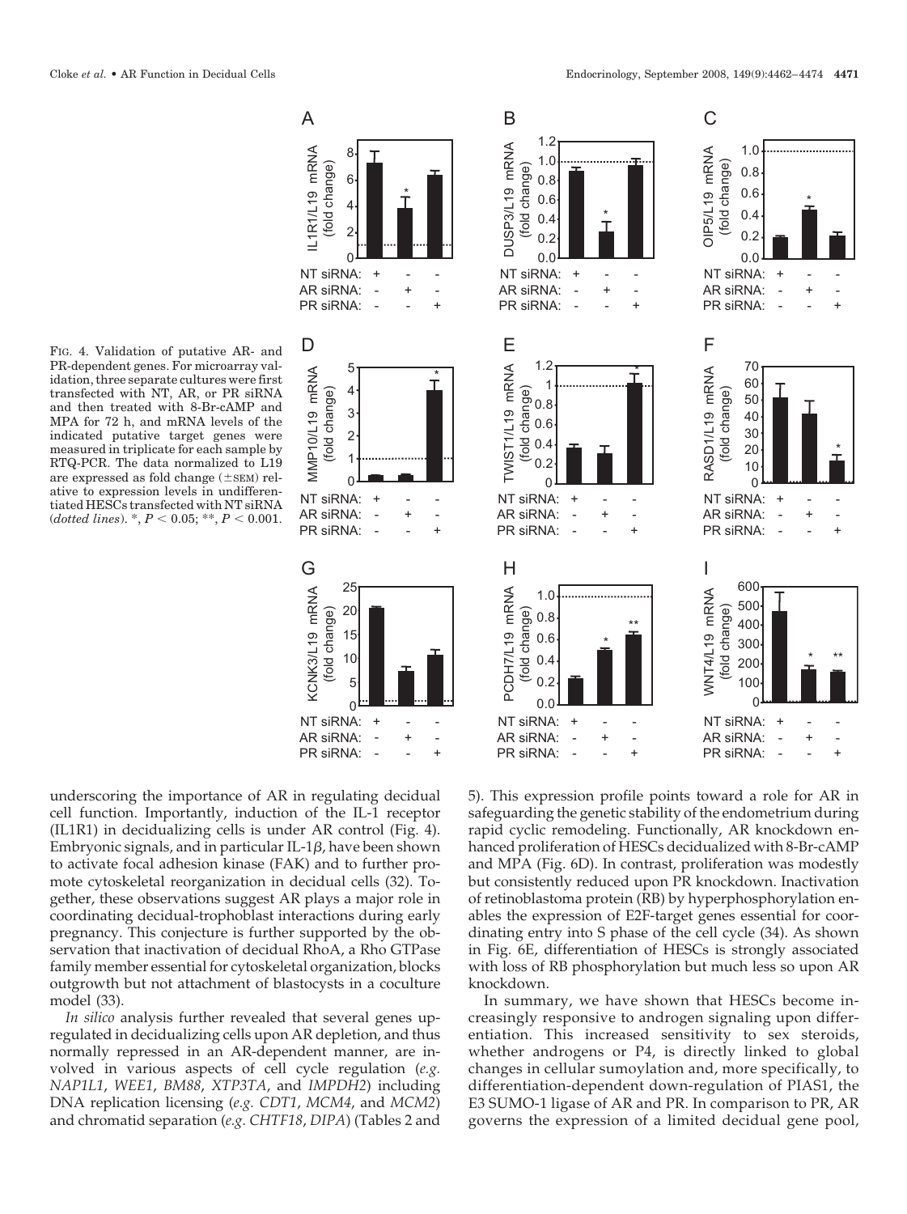FIG. 4. Validation of putative AR- and PR-dependent genes. For microarray validation, three separate cultures were first transfected with NT, AR, or PR siRNA and then treated with 8-Br-cAMP and MPA for 72 h, and mRNA levels of the indicated putative target genes were measured in triplicate for each sample by RTQ-PCR. The data normalized to L19 are expressed as fold change (±SEM) relative to expression levels in undifferentiated HESCs transfected with NT siRNA (*dotted lines*). *, $P < 0.05$; **, $P < 0.001$.

underscoring the importance of AR in regulating decidual cell function. Importantly, induction of the IL-1 receptor (IL1R1) in decidualizing cells is under AR control (Fig. 4). Embryonic signals, and in particular IL-1$\beta$, have been shown to activate focal adhesion kinase (FAK) and to further promote cytoskeletal reorganization in decidual cells (32). Together, these observations suggest AR plays a major role in coordinating decidual-trophoblast interactions during early pregnancy. This conjecture is further supported by the observation that inactivation of decidual RhoA, a Rho GTPase family member essential for cytoskeletal organization, blocks outgrowth but not attachment of blastocysts in a coculture model (33).

*In silico* analysis further revealed that several genes upregulated in decidualizing cells upon AR depletion, and thus normally repressed in an AR-dependent manner, are involved in various aspects of cell cycle regulation (*e.g. NAP1L1*, *WEE1*, *BM88*, *XTP3TA*, and *IMPDH2*) including DNA replication licensing (*e.g. CDT1*, *MCM4*, and *MCM2*) and chromatid separation (*e.g. CHTF18*, *DIPA*) (Tables 2 and 5). This expression profile points toward a role for AR in safeguarding the genetic stability of the endometrium during rapid cyclic remodeling. Functionally, AR knockdown enhanced proliferation of HESCs decidualized with 8-Br-cAMP and MPA (Fig. 6D). In contrast, proliferation was modestly but consistently reduced upon PR knockdown. Inactivation of retinoblastoma protein (RB) by hyperphosphorylation enables the expression of E2F-target genes essential for coordinating entry into S phase of the cell cycle (34). As shown in Fig. 6E, differentiation of HESCs is strongly associated with loss of RB phosphorylation but much less so upon AR knockdown.

In summary, we have shown that HESCs become increasingly responsive to androgen signaling upon differentiation. This increased sensitivity to sex steroids, whether androgens or P4, is directly linked to global changes in cellular sumoylation and, more specifically, to differentiation-dependent down-regulation of PIAS1, the E3 SUMO-1 ligase of AR and PR. In comparison to PR, AR governs the expression of a limited decidual gene pool,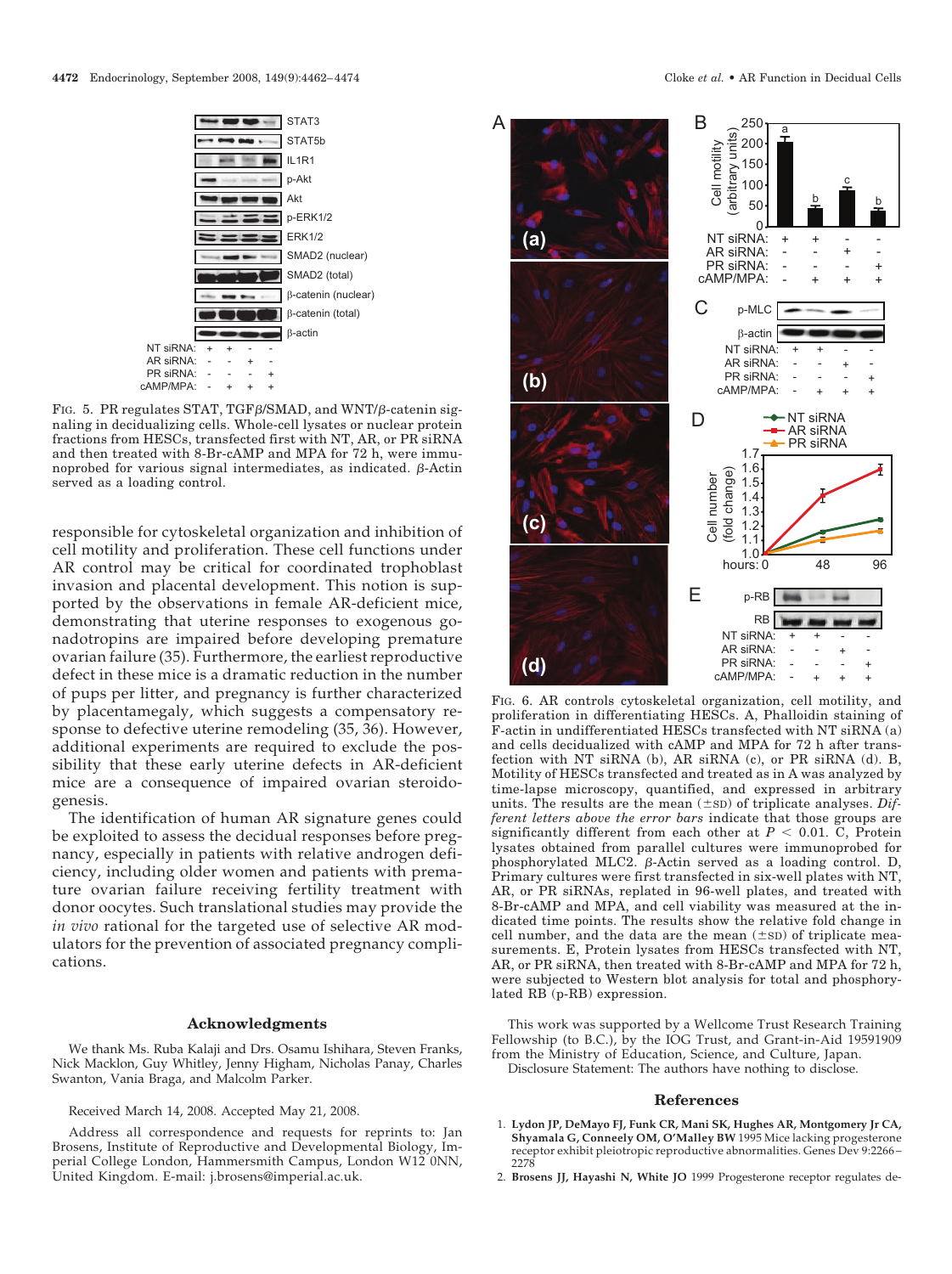Fig. 5. PR regulates STAT, TGFβ/SMAD, and WNT/β-catenin signaling in decidualizing cells. Whole-cell lysates or nuclear protein fractions from HESCs, transfected first with NT, AR, or PR siRNA and then treated with 8-Br-cAMP and MPA for 72 h, were immunoprobed for various signal intermediates, as indicated. β-Actin served as a loading control.

responsible for cytoskeletal organization and inhibition of cell motility and proliferation. These cell functions under AR control may be critical for coordinated trophoblast invasion and placental development. This notion is supported by the observations in female AR-deficient mice, demonstrating that uterine responses to exogenous gonadotropins are impaired before developing premature ovarian failure (35). Furthermore, the earliest reproductive defect in these mice is a dramatic reduction in the number of pups per litter, and pregnancy is further characterized by placentamegaly, which suggests a compensatory response to defective uterine remodeling (35, 36). However, additional experiments are required to exclude the possibility that these early uterine defects in AR-deficient mice are a consequence of impaired ovarian steroidogenesis.

The identification of human AR signature genes could be exploited to assess the decidual responses before pregnancy, especially in patients with relative androgen deficiency, including older women and patients with premature ovarian failure receiving fertility treatment with donor oocytes. Such translational studies may provide the *in vivo* rational for the targeted use of selective AR modulators for the prevention of associated pregnancy complications.

Fig. 6. AR controls cytoskeletal organization, cell motility, and proliferation in differentiating HESCs. A, Phalloidin staining of F-actin in undifferentiated HESCs transfected with NT siRNA (a) and cells decidualized with cAMP and MPA for 72 h after transfection with NT siRNA (b), AR siRNA (c), or PR siRNA (d). B, Motility of HESCs transfected and treated as in A was analyzed by time-lapse microscopy, quantified, and expressed in arbitrary units. The results are the mean (±SD) of triplicate analyses. *Different letters above the error bars* indicate that those groups are significantly different from each other at $P < 0.01$. C, Protein lysates obtained from parallel cultures were immunoprobed for phosphorylated MLC2. β-Actin served as a loading control. D, Primary cultures were first transfected in six-well plates with NT, AR, or PR siRNAs, replated in 96-well plates, and treated with 8-Br-cAMP and MPA, and cell viability was measured at the indicated time points. The results show the relative fold change in cell number, and the data are the mean (±SD) of triplicate measurements. E, Protein lysates from HESCs transfected with NT, AR, or PR siRNA, then treated with 8-Br-cAMP and MPA for 72 h, were subjected to Western blot analysis for total and phosphorylated RB (p-RB) expression.

## Acknowledgments

We thank Ms. Ruba Kalaji and Drs. Osamu Ishihara, Steven Franks, Nick Macklon, Guy Whitley, Jenny Higham, Nicholas Panay, Charles Swanton, Vania Braga, and Malcolm Parker.

Received March 14, 2008. Accepted May 21, 2008.

Address all correspondence and requests for reprints to: Jan Brosens, Institute of Reproductive and Developmental Biology, Imperial College London, Hammersmith Campus, London W12 0NN, United Kingdom. E-mail: j.brosens@imperial.ac.uk.

This work was supported by a Wellcome Trust Research Training Fellowship (to B.C.), by the IOG Trust, and Grant-in-Aid 19591909 from the Ministry of Education, Science, and Culture, Japan.

Disclosure Statement: The authors have nothing to disclose.

## References

1. **Lydon JP, DeMayo FJ, Funk CR, Mani SK, Hughes AR, Montgomery Jr CA, Shyamala G, Conneely OM, O'Malley BW** 1995 Mice lacking progesterone receptor exhibit pleiotropic reproductive abnormalities. Genes Dev 9:2266–2278
2. **Brosens JJ, Hayashi N, White JO** 1999 Progesterone receptor regulates de-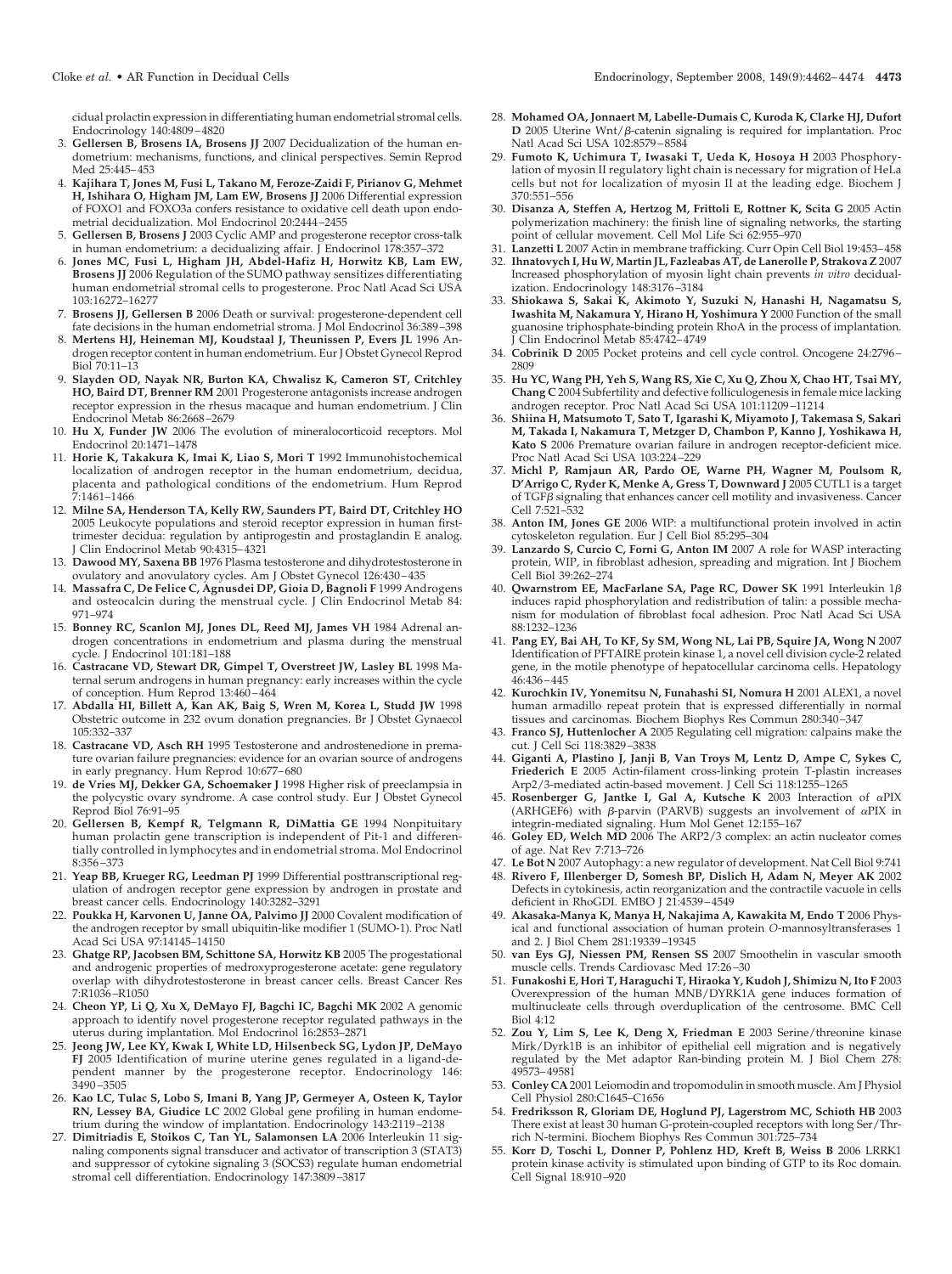cidual prolactin expression in differentiating human endometrial stromal cells. Endocrinology 140:4809–4820

3. **Gellersen B, Brosens IA, Brosens JJ** 2007 Decidualization of the human endometrium: mechanisms, functions, and clinical perspectives. Semin Reprod Med 25:445–453
4. **Kajihara T, Jones M, Fusi L, Takano M, Feroze-Zaidi F, Pirianov G, Mehmet H, Ishihara O, Higham JM, Lam EW, Brosens JJ** 2006 Differential expression of FOXO1 and FOXO3a confers resistance to oxidative cell death upon endometrial decidualization. Mol Endocrinol 20:2444–2455
5. **Gellersen B, Brosens J** 2003 Cyclic AMP and progesterone receptor cross-talk in human endometrium: a decidualizing affair. J Endocrinol 178:357–372
6. **Jones MC, Fusi L, Higham JH, Abdel-Hafiz H, Horwitz KB, Lam EW, Brosens JJ** 2006 Regulation of the SUMO pathway sensitizes differentiating human endometrial stromal cells to progesterone. Proc Natl Acad Sci USA 103:16272–16277
7. **Brosens JJ, Gellersen B** 2006 Death or survival: progesterone-dependent cell fate decisions in the human endometrial stroma. J Mol Endocrinol 36:389–398
8. **Mertens HJ, Heineman MJ, Koudstaal J, Theunissen P, Evers JL** 1996 Androgen receptor content in human endometrium. Eur J Obstet Gynecol Reprod Biol 70:11–13
9. **Slayden OD, Nayak NR, Burton KA, Chwalisz K, Cameron ST, Critchley HO, Baird DT, Brenner RM** 2001 Progesterone antagonists increase androgen receptor expression in the rhesus macaque and human endometrium. J Clin Endocrinol Metab 86:2668–2679
10. **Hu X, Funder JW** 2006 The evolution of mineralocorticoid receptors. Mol Endocrinol 20:1471–1478
11. **Horie K, Takakura K, Imai K, Liao S, Mori T** 1992 Immunohistochemical localization of androgen receptor in the human endometrium, decidua, placenta and pathological conditions of the endometrium. Hum Reprod 7:1461–1466
12. **Milne SA, Henderson TA, Kelly RW, Saunders PT, Baird DT, Critchley HO** 2005 Leukocyte populations and steroid receptor expression in human first-trimester decidua: regulation by antiprogestin and prostaglandin E analog. J Clin Endocrinol Metab 90:4315–4321
13. **Dawood MY, Saxena BB** 1976 Plasma testosterone and dihydrotestosterone in ovulatory and anovulatory cycles. Am J Obstet Gynecol 126:430–435
14. **Massafra C, De Felice C, Agnusdei DP, Gioia D, Bagnoli F** 1999 Androgens and osteocalcin during the menstrual cycle. J Clin Endocrinol Metab 84: 971–974
15. **Bonney RC, Scanlon MJ, Jones DL, Reed MJ, James VH** 1984 Adrenal androgen concentrations in endometrium and plasma during the menstrual cycle. J Endocrinol 101:181–188
16. **Castracane VD, Stewart DR, Gimpel T, Overstreet JW, Lasley BL** 1998 Maternal serum androgens in human pregnancy: early increases within the cycle of conception. Hum Reprod 13:460–464
17. **Abdalla HI, Billett A, Kan AK, Baig S, Wren M, Korea L, Studd JW** 1998 Obstetric outcome in 232 ovum donation pregnancies. Br J Obstet Gynaecol 105:332–337
18. **Castracane VD, Asch RH** 1995 Testosterone and androstenedione in premature ovarian failure pregnancies: evidence for an ovarian source of androgens in early pregnancy. Hum Reprod 10:677–680
19. **de Vries MJ, Dekker GA, Schoemaker J** 1998 Higher risk of preeclampsia in the polycystic ovary syndrome. A case control study. Eur J Obstet Gynecol Reprod Biol 76:91–95
20. **Gellersen B, Kempf R, Telgmann R, DiMattia GE** 1994 Nonpituitary human prolactin gene transcription is independent of Pit-1 and differentially controlled in lymphocytes and in endometrial stroma. Mol Endocrinol 8:356–373
21. **Yeap BB, Krueger RG, Leedman PJ** 1999 Differential posttranscriptional regulation of androgen receptor gene expression by androgen in prostate and breast cancer cells. Endocrinology 140:3282–3291
22. **Poukka H, Karvonen U, Janne OA, Palvimo JJ** 2000 Covalent modification of the androgen receptor by small ubiquitin-like modifier 1 (SUMO-1). Proc Natl Acad Sci USA 97:14145–14150
23. **Ghatge RP, Jacobsen BM, Schittone SA, Horwitz KB** 2005 The progestational and androgenic properties of medroxyprogesterone acetate: gene regulatory overlap with dihydrotestosterone in breast cancer cells. Breast Cancer Res 7:R1036–R1050
24. **Cheon YP, Li Q, Xu X, DeMayo FJ, Bagchi IC, Bagchi MK** 2002 A genomic approach to identify novel progesterone receptor regulated pathways in the uterus during implantation. Mol Endocrinol 16:2853–2871
25. **Jeong JW, Lee KY, Kwak I, White LD, Hilsenbeck SG, Lydon JP, DeMayo FJ** 2005 Identification of murine uterine genes regulated in a ligand-dependent manner by the progesterone receptor. Endocrinology 146: 3490–3505
26. **Kao LC, Tulac S, Lobo S, Imani B, Yang JP, Germeyer A, Osteen K, Taylor RN, Lessey BA, Giudice LC** 2002 Global gene profiling in human endometrium during the window of implantation. Endocrinology 143:2119–2138
27. **Dimitriadis E, Stoikos C, Tan YL, Salamonsen LA** 2006 Interleukin 11 signaling components signal transducer and activator of transcription 3 (STAT3) and suppressor of cytokine signaling 3 (SOCS3) regulate human endometrial stromal cell differentiation. Endocrinology 147:3809–3817
28. **Mohamed OA, Jonnaert M, Labelle-Dumais C, Kuroda K, Clarke HJ, Dufort D** 2005 Uterine Wnt/β-catenin signaling is required for implantation. Proc Natl Acad Sci USA 102:8579–8584
29. **Fumoto K, Uchimura T, Iwasaki T, Ueda K, Hosoya H** 2003 Phosphorylation of myosin II regulatory light chain is necessary for migration of HeLa cells but not for localization of myosin II at the leading edge. Biochem J 370:551–556
30. **Disanza A, Steffen A, Hertzog M, Frittoli E, Rottner K, Scita G** 2005 Actin polymerization machinery: the finish line of signaling networks, the starting point of cellular movement. Cell Mol Life Sci 62:955–970
31. **Lanzetti L** 2007 Actin in membrane trafficking. Curr Opin Cell Biol 19:453–458
32. **Ihnatovych I, Hu W, Martin JL, Fazleabas AT, de Lanerolle P, Strakova Z** 2007 Increased phosphorylation of myosin light chain prevents *in vitro* decidualization. Endocrinology 148:3176–3184
33. **Shiokawa S, Sakai K, Akimoto Y, Suzuki N, Hanashi H, Nagamatsu S, Iwashita M, Nakamura Y, Hirano H, Yoshimura Y** 2000 Function of the small guanosine triphosphate-binding protein RhoA in the process of implantation. J Clin Endocrinol Metab 85:4742–4749
34. **Cobrinik D** 2005 Pocket proteins and cell cycle control. Oncogene 24:2796–2809
35. **Hu YC, Wang PH, Yeh S, Wang RS, Xie C, Xu Q, Zhou X, Chao HT, Tsai MY, Chang C** 2004 Subfertility and defective folliculogenesis in female mice lacking androgen receptor. Proc Natl Acad Sci USA 101:11209–11214
36. **Shiina H, Matsumoto T, Sato T, Igarashi K, Miyamoto J, Takemasa S, Sakari M, Takada I, Nakamura T, Metzger D, Chambon P, Kanno J, Yoshikawa H, Kato S** 2006 Premature ovarian failure in androgen receptor-deficient mice. Proc Natl Acad Sci USA 103:224–229
37. **Michl P, Ramjaun AR, Pardo OE, Warne PH, Wagner M, Poulsom R, D'Arrigo C, Ryder K, Menke A, Gress T, Downward J** 2005 CUTL1 is a target of TGFβ signaling that enhances cancer cell motility and invasiveness. Cancer Cell 7:521–532
38. **Anton IM, Jones GE** 2006 WIP: a multifunctional protein involved in actin cytoskeleton regulation. Eur J Cell Biol 85:295–304
39. **Lanzardo S, Curcio C, Forni G, Anton IM** 2007 A role for WASP interacting protein, WIP, in fibroblast adhesion, spreading and migration. Int J Biochem Cell Biol 39:262–274
40. **Qwarnstrom EE, MacFarlane SA, Page RC, Dower SK** 1991 Interleukin 1β induces rapid phosphorylation and redistribution of talin: a possible mechanism for modulation of fibroblast focal adhesion. Proc Natl Acad Sci USA 88:1232–1236
41. **Pang EY, Bai AH, To KF, Sy SM, Wong NL, Lai PB, Squire JA, Wong N** 2007 Identification of PFTAIRE protein kinase 1, a novel cell division cycle-2 related gene, in the motile phenotype of hepatocellular carcinoma cells. Hepatology 46:436–445
42. **Kurochkin IV, Yonemitsu N, Funahashi SI, Nomura H** 2001 ALEX1, a novel human armadillo repeat protein that is expressed differentially in normal tissues and carcinomas. Biochem Biophys Res Commun 280:340–347
43. **Franco SJ, Huttenlocher A** 2005 Regulating cell migration: calpains make the cut. J Cell Sci 118:3829–3838
44. **Giganti A, Plastino J, Janji B, Van Troys M, Lentz D, Ampe C, Sykes C, Friederich E** 2005 Actin-filament cross-linking protein T-plastin increases Arp2/3-mediated actin-based movement. J Cell Sci 118:1255–1265
45. **Rosenberger G, Jantke I, Gal A, Kutsche K** 2003 Interaction of αPIX (ARHGEF6) with β-parvin (PARVB) suggests an involvement of αPIX in integrin-mediated signaling. Hum Mol Genet 12:155–167
46. **Goley ED, Welch MD** 2006 The ARP2/3 complex: an actin nucleator comes of age. Nat Rev 7:713–726
47. **Le Bot N** 2007 Autophagy: a new regulator of development. Nat Cell Biol 9:741
48. **Rivero F, Illenberger D, Somesh BP, Dislich H, Adam N, Meyer AK** 2002 Defects in cytokinesis, actin reorganization and the contractile vacuole in cells deficient in RhoGDI. EMBO J 21:4539–4549
49. **Akasaka-Manya K, Manya H, Nakajima A, Kawakita M, Endo T** 2006 Physical and functional association of human protein *O*-mannosyltransferases 1 and 2. J Biol Chem 281:19339–19345
50. **van Eys GJ, Niessen PM, Rensen SS** 2007 Smoothelin in vascular smooth muscle cells. Trends Cardiovasc Med 17:26–30
51. **Funakoshi E, Hori T, Haraguchi T, Hiraoka Y, Kudoh J, Shimizu N, Ito F** 2003 Overexpression of the human MNB/DYRK1A gene induces formation of multinucleate cells through overduplication of the centrosome. BMC Cell Biol 4:12
52. **Zou Y, Lim S, Lee K, Deng X, Friedman E** 2003 Serine/threonine kinase Mirk/Dyrk1B is an inhibitor of epithelial cell migration and is negatively regulated by the Met adaptor Ran-binding protein M. J Biol Chem 278: 49573–49581
53. **Conley CA** 2001 Leiomodin and tropomodulin in smooth muscle. Am J Physiol Cell Physiol 280:C1645–C1656
54. **Fredriksson R, Gloriam DE, Hoglund PJ, Lagerstrom MC, Schioth HB** 2003 There exist at least 30 human G-protein-coupled receptors with long Ser/Thr-rich N-termini. Biochem Biophys Res Commun 301:725–734
55. **Korr D, Toschi L, Donner P, Pohlenz HD, Kreft B, Weiss B** 2006 LRRK1 protein kinase activity is stimulated upon binding of GTP to its Roc domain. Cell Signal 18:910–920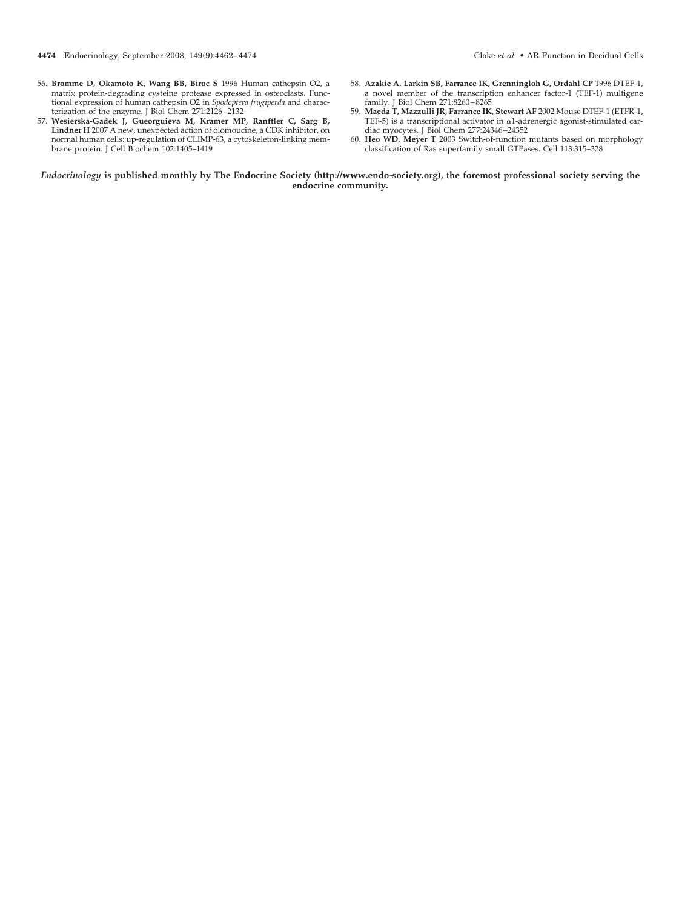56. **Bromme D, Okamoto K, Wang BB, Biroc S** 1996 Human cathepsin O2, a matrix protein-degrading cysteine protease expressed in osteoclasts. Functional expression of human cathepsin O2 in *Spodoptera frugiperda* and characterization of the enzyme. J Biol Chem 271:2126–2132
57. **Wesierska-Gadek J, Gueorguieva M, Kramer MP, Ranftler C, Sarg B, Lindner H** 2007 A new, unexpected action of olomoucine, a CDK inhibitor, on normal human cells: up-regulation of CLIMP-63, a cytoskeleton-linking membrane protein. J Cell Biochem 102:1405–1419
58. **Azakie A, Larkin SB, Farrance IK, Grenningloh G, Ordahl CP** 1996 DTEF-1, a novel member of the transcription enhancer factor-1 (TEF-1) multigene family. J Biol Chem 271:8260–8265
59. **Maeda T, Mazzulli JR, Farrance IK, Stewart AF** 2002 Mouse DTEF-1 (ETFR-1, TEF-5) is a transcriptional activator in $\alpha$1-adrenergic agonist-stimulated cardiac myocytes. J Biol Chem 277:24346–24352
60. **Heo WD, Meyer T** 2003 Switch-of-function mutants based on morphology classification of Ras superfamily small GTPases. Cell 113:315–328

***Endocrinology* is published monthly by The Endocrine Society (http://www.endo-society.org), the foremost professional society serving the endocrine community.**